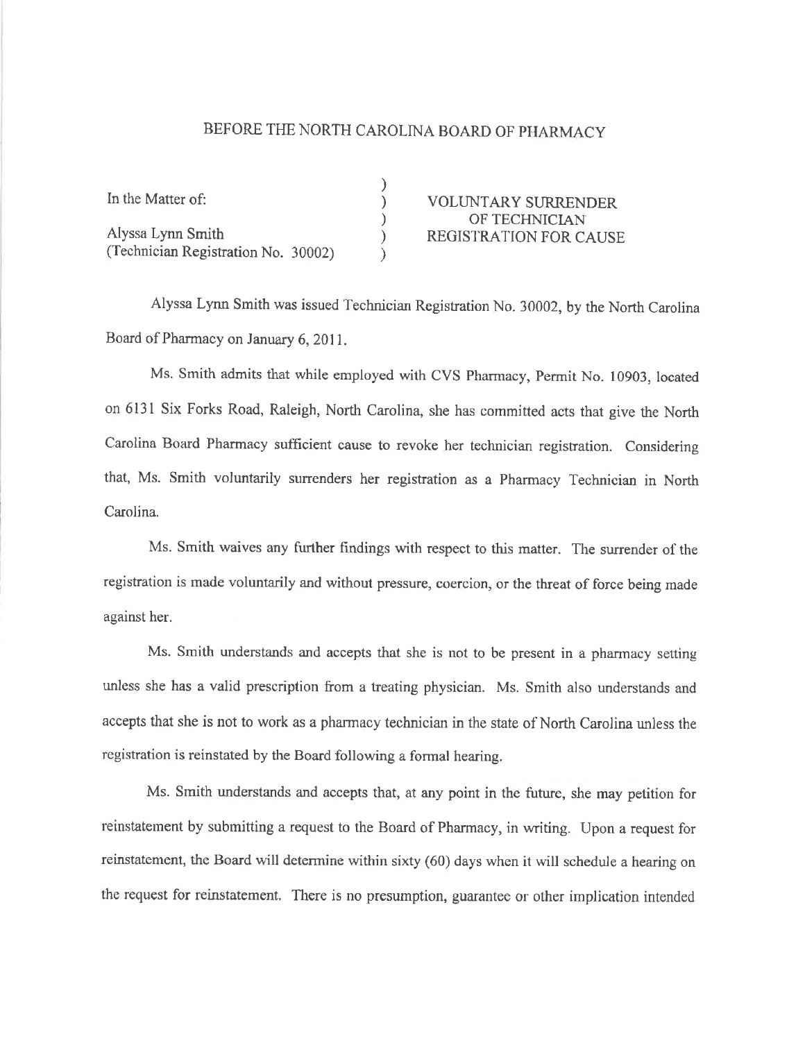# BEFORE THE NORTH CAROLINA BOARD OF PHARMACY

| | | |
|---|---|---|
| In the Matter of: | ) | VOLUNTARY SURRENDER |
| | ) | OF TECHNICIAN |
| Alyssa Lynn Smith | ) | REGISTRATION FOR CAUSE |
| (Technician Registration No. 30002) | ) | |

Alyssa Lynn Smith was issued Technician Registration No. 30002, by the North Carolina Board of Pharmacy on January 6, 2011.

Ms. Smith admits that while employed with CVS Pharmacy, Permit No. 10903, located on 6131 Six Forks Road, Raleigh, North Carolina, she has committed acts that give the North Carolina Board Pharmacy sufficient cause to revoke her technician registration. Considering that, Ms. Smith voluntarily surrenders her registration as a Pharmacy Technician in North Carolina.

Ms. Smith waives any further findings with respect to this matter. The surrender of the registration is made voluntarily and without pressure, coercion, or the threat of force being made against her.

Ms. Smith understands and accepts that she is not to be present in a pharmacy setting unless she has a valid prescription from a treating physician. Ms. Smith also understands and accepts that she is not to work as a pharmacy technician in the state of North Carolina unless the registration is reinstated by the Board following a formal hearing.

Ms. Smith understands and accepts that, at any point in the future, she may petition for reinstatement by submitting a request to the Board of Pharmacy, in writing. Upon a request for reinstatement, the Board will determine within sixty (60) days when it will schedule a hearing on the request for reinstatement. There is no presumption, guarantee or other implication intended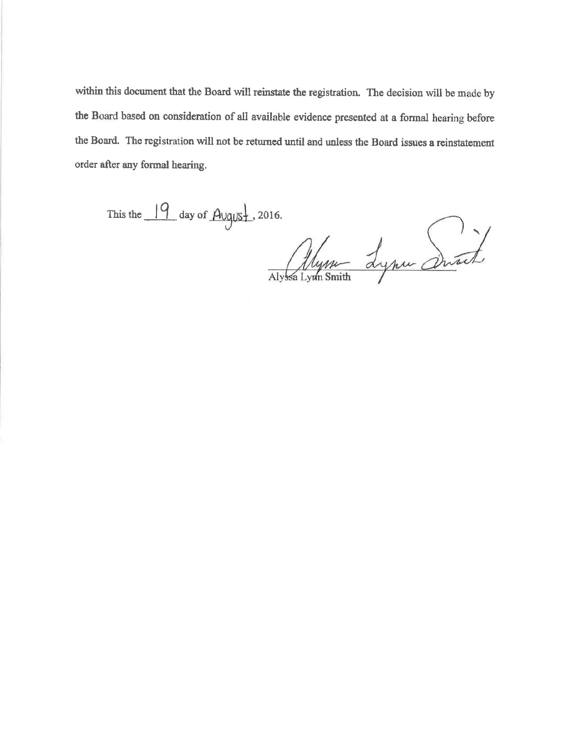within this document that the Board will reinstate the registration. The decision will be made by the Board based on consideration of all available evidence presented at a formal hearing before the Board. The registration will not be returned until and unless the Board issues a reinstatement order after any formal hearing.

This the 19 day of August, 2016.

Alyssa Lynn Smith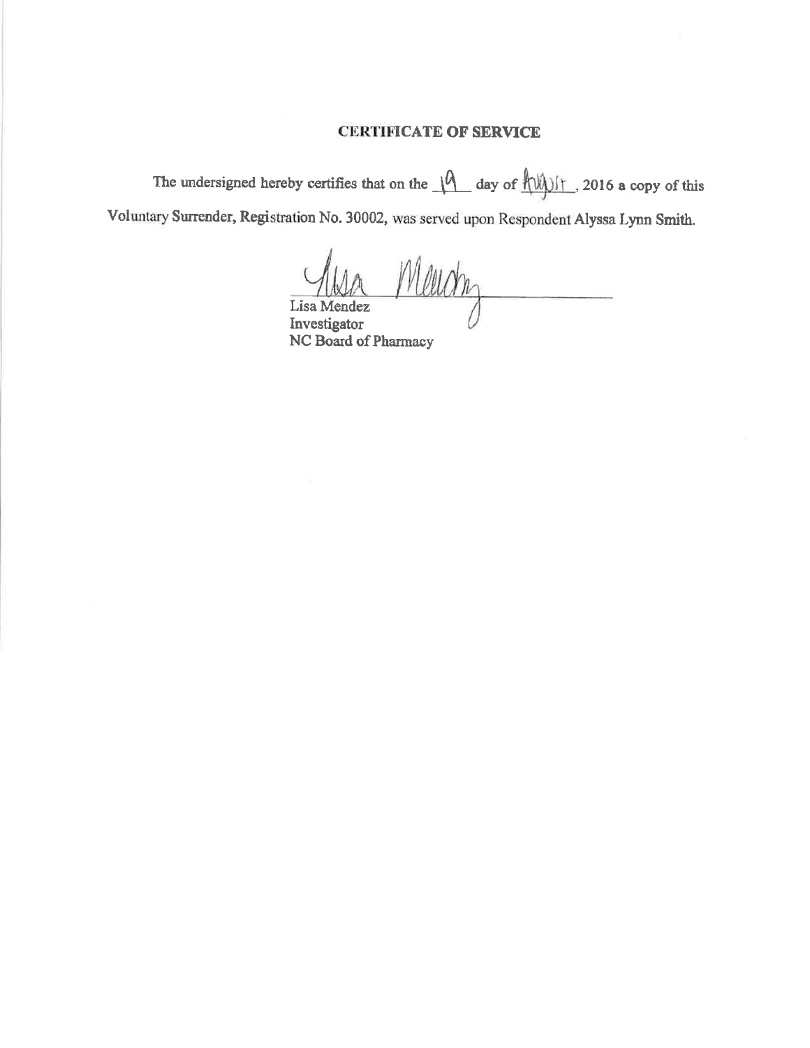## CERTIFICATE OF SERVICE

The undersigned hereby certifies that on the 19 day of August, 2016 a copy of this Voluntary Surrender, Registration No. 30002, was served upon Respondent Alyssa Lynn Smith.

Lisa Mendez
Investigator
NC Board of Pharmacy